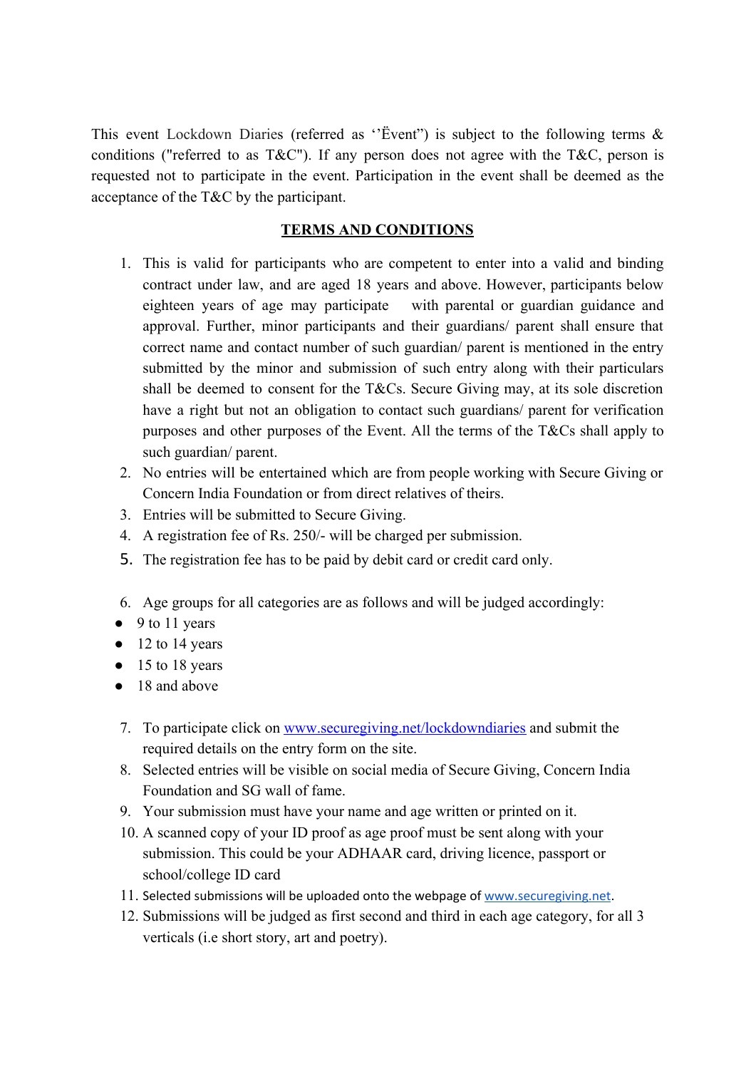This event Lockdown Diaries (referred as ''Ëvent") is subject to the following terms & conditions ("referred to as T&C"). If any person does not agree with the T&C, person is requested not to participate in the event. Participation in the event shall be deemed as the acceptance of the T&C by the participant.

## TERMS AND CONDITIONS

1. This is valid for participants who are competent to enter into a valid and binding contract under law, and are aged 18 years and above. However, participants below eighteen years of age may participate with parental or guardian guidance and approval. Further, minor participants and their guardians/ parent shall ensure that correct name and contact number of such guardian/ parent is mentioned in the entry submitted by the minor and submission of such entry along with their particulars shall be deemed to consent for the T&Cs. Secure Giving may, at its sole discretion have a right but not an obligation to contact such guardians/ parent for verification purposes and other purposes of the Event. All the terms of the T&Cs shall apply to such guardian/ parent.
2. No entries will be entertained which are from people working with Secure Giving or Concern India Foundation or from direct relatives of theirs.
3. Entries will be submitted to Secure Giving.
4. A registration fee of Rs. 250/- will be charged per submission.
5. The registration fee has to be paid by debit card or credit card only.
6. Age groups for all categories are as follows and will be judged accordingly:

- 9 to 11 years
- 12 to 14 years
- 15 to 18 years
- 18 and above

7. To participate click on [www.securegiving.net/lockdowndiaries](www.securegiving.net/lockdowndiaries) and submit the required details on the entry form on the site.
8. Selected entries will be visible on social media of Secure Giving, Concern India Foundation and SG wall of fame.
9. Your submission must have your name and age written or printed on it.
10. A scanned copy of your ID proof as age proof must be sent along with your submission. This could be your ADHAAR card, driving licence, passport or school/college ID card
11. Selected submissions will be uploaded onto the webpage of [www.securegiving.net](www.securegiving.net).
12. Submissions will be judged as first second and third in each age category, for all 3 verticals (i.e short story, art and poetry).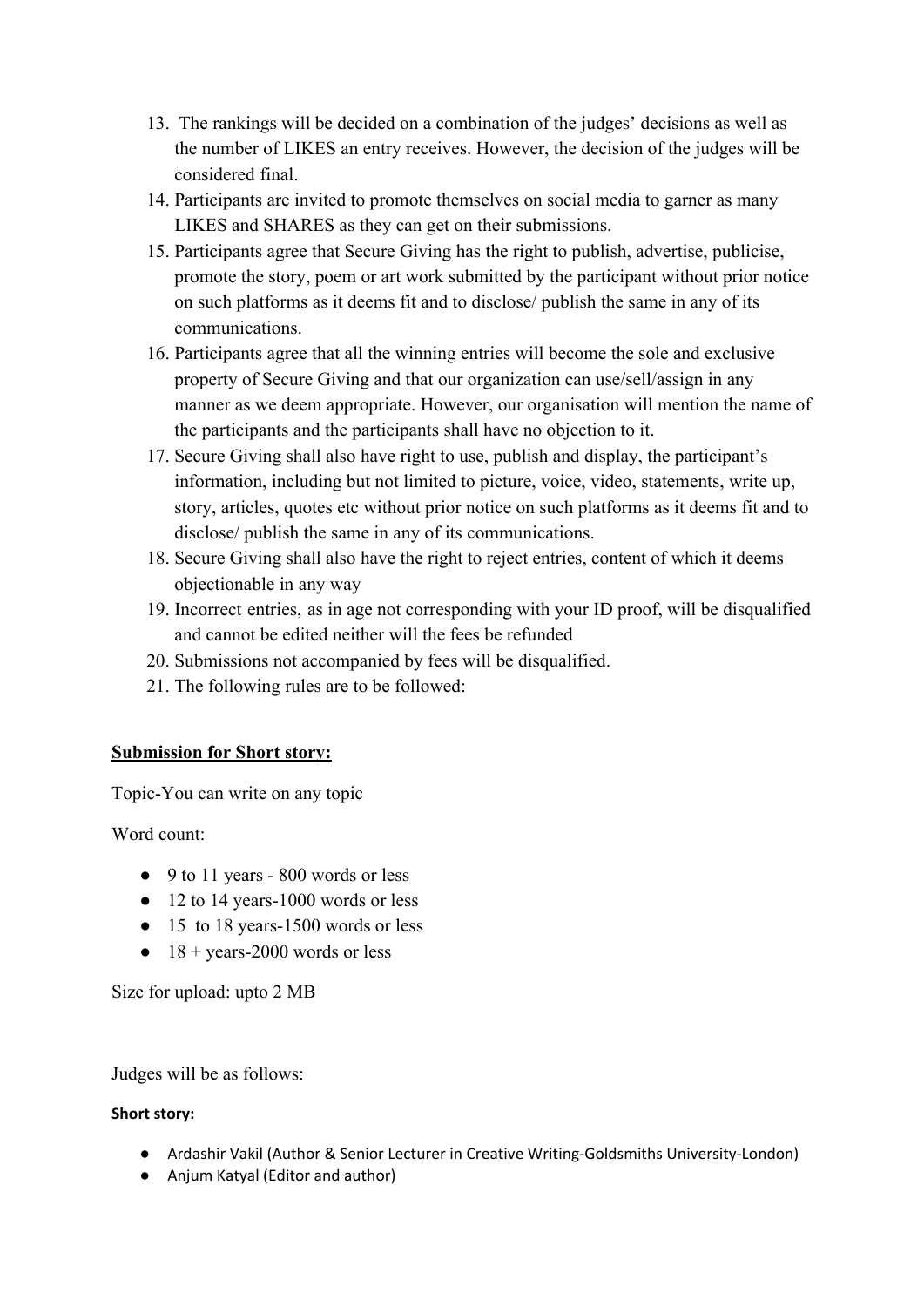13. The rankings will be decided on a combination of the judges' decisions as well as the number of LIKES an entry receives. However, the decision of the judges will be considered final.
14. Participants are invited to promote themselves on social media to garner as many LIKES and SHARES as they can get on their submissions.
15. Participants agree that Secure Giving has the right to publish, advertise, publicise, promote the story, poem or art work submitted by the participant without prior notice on such platforms as it deems fit and to disclose/ publish the same in any of its communications.
16. Participants agree that all the winning entries will become the sole and exclusive property of Secure Giving and that our organization can use/sell/assign in any manner as we deem appropriate. However, our organisation will mention the name of the participants and the participants shall have no objection to it.
17. Secure Giving shall also have right to use, publish and display, the participant's information, including but not limited to picture, voice, video, statements, write up, story, articles, quotes etc without prior notice on such platforms as it deems fit and to disclose/ publish the same in any of its communications.
18. Secure Giving shall also have the right to reject entries, content of which it deems objectionable in any way
19. Incorrect entries, as in age not corresponding with your ID proof, will be disqualified and cannot be edited neither will the fees be refunded
20. Submissions not accompanied by fees will be disqualified.
21. The following rules are to be followed:

**Submission for Short story:**

Topic-You can write on any topic

Word count:

- 9 to 11 years - 800 words or less
- 12 to 14 years-1000 words or less
- 15 to 18 years-1500 words or less
- 18 + years-2000 words or less

Size for upload: upto 2 MB

Judges will be as follows:

**Short story:**

- Ardashir Vakil (Author & Senior Lecturer in Creative Writing-Goldsmiths University-London)
- Anjum Katyal (Editor and author)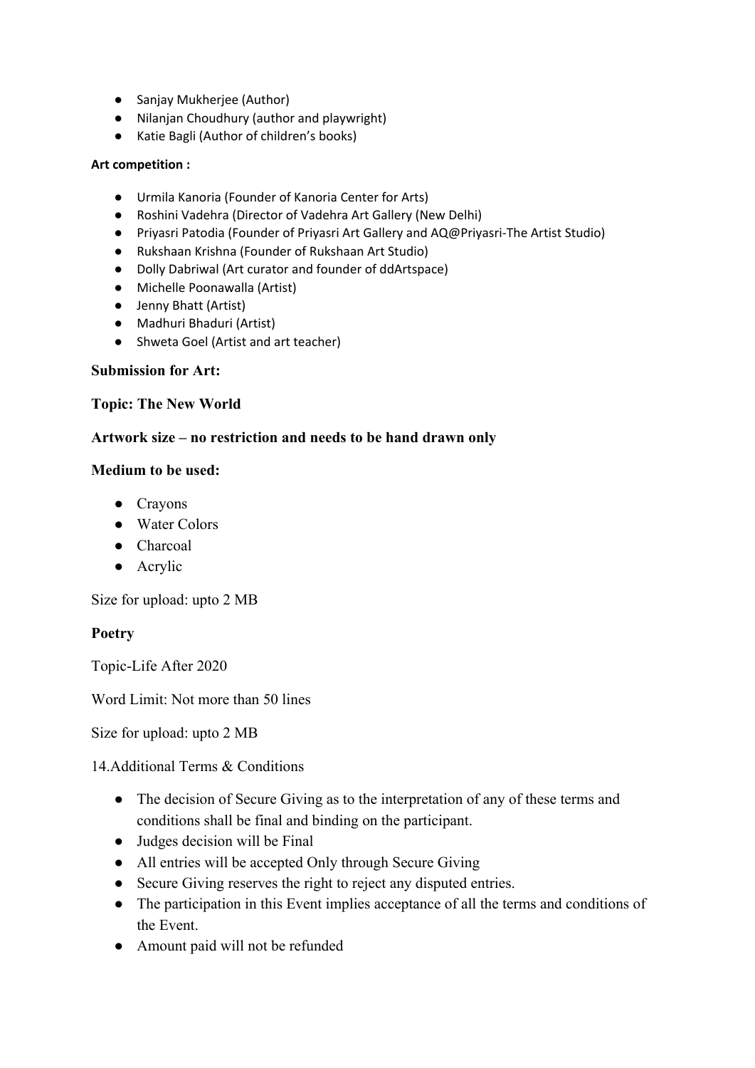- Sanjay Mukherjee (Author)
- Nilanjan Choudhury (author and playwright)
- Katie Bagli (Author of children's books)

**Art competition :**

- Urmila Kanoria (Founder of Kanoria Center for Arts)
- Roshini Vadehra (Director of Vadehra Art Gallery (New Delhi)
- Priyasri Patodia (Founder of Priyasri Art Gallery and AQ@Priyasri-The Artist Studio)
- Rukshaan Krishna (Founder of Rukshaan Art Studio)
- Dolly Dabriwal (Art curator and founder of ddArtspace)
- Michelle Poonawalla (Artist)
- Jenny Bhatt (Artist)
- Madhuri Bhaduri (Artist)
- Shweta Goel (Artist and art teacher)

**Submission for Art:**

**Topic: The New World**

**Artwork size – no restriction and needs to be hand drawn only**

**Medium to be used:**

- Crayons
- Water Colors
- Charcoal
- Acrylic

Size for upload: upto 2 MB

**Poetry**

Topic-Life After 2020

Word Limit: Not more than 50 lines

Size for upload: upto 2 MB

14.Additional Terms & Conditions

- The decision of Secure Giving as to the interpretation of any of these terms and conditions shall be final and binding on the participant.
- Judges decision will be Final
- All entries will be accepted Only through Secure Giving
- Secure Giving reserves the right to reject any disputed entries.
- The participation in this Event implies acceptance of all the terms and conditions of the Event.
- Amount paid will not be refunded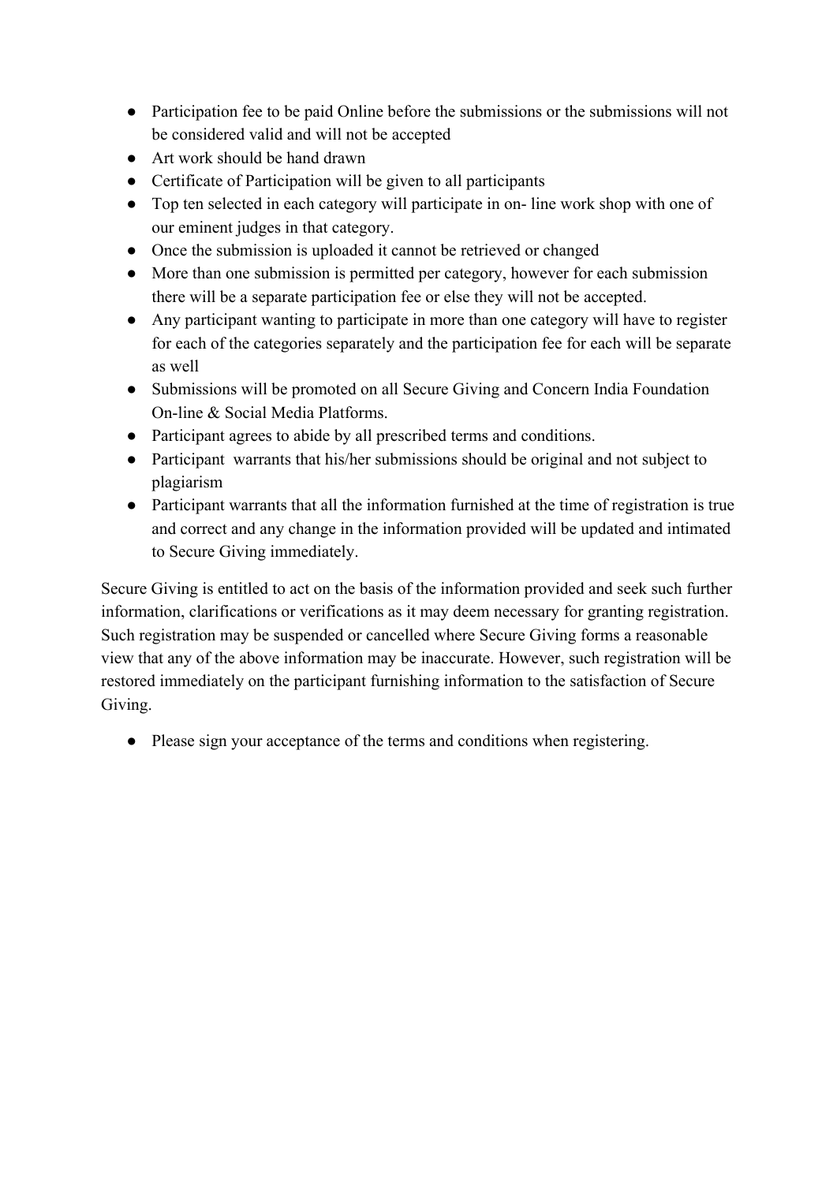- Participation fee to be paid Online before the submissions or the submissions will not be considered valid and will not be accepted
- Art work should be hand drawn
- Certificate of Participation will be given to all participants
- Top ten selected in each category will participate in on- line work shop with one of our eminent judges in that category.
- Once the submission is uploaded it cannot be retrieved or changed
- More than one submission is permitted per category, however for each submission there will be a separate participation fee or else they will not be accepted.
- Any participant wanting to participate in more than one category will have to register for each of the categories separately and the participation fee for each will be separate as well
- Submissions will be promoted on all Secure Giving and Concern India Foundation On-line & Social Media Platforms.
- Participant agrees to abide by all prescribed terms and conditions.
- Participant warrants that his/her submissions should be original and not subject to plagiarism
- Participant warrants that all the information furnished at the time of registration is true and correct and any change in the information provided will be updated and intimated to Secure Giving immediately.

Secure Giving is entitled to act on the basis of the information provided and seek such further information, clarifications or verifications as it may deem necessary for granting registration. Such registration may be suspended or cancelled where Secure Giving forms a reasonable view that any of the above information may be inaccurate. However, such registration will be restored immediately on the participant furnishing information to the satisfaction of Secure Giving.

- Please sign your acceptance of the terms and conditions when registering.